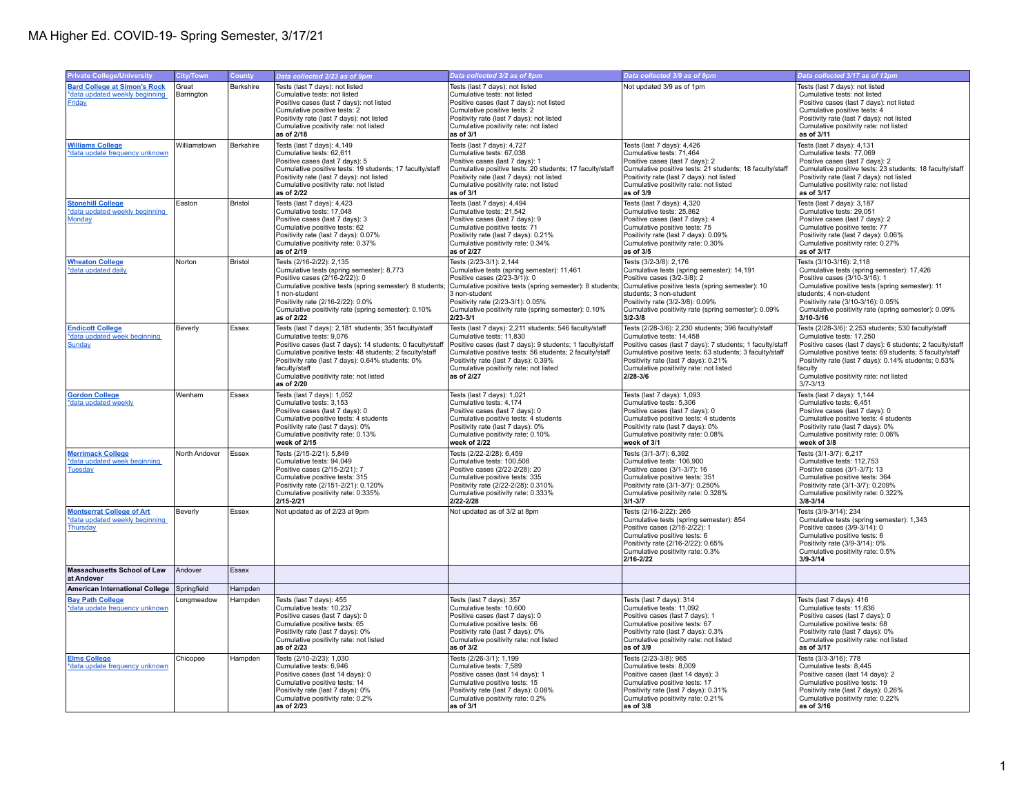# MA Higher Ed. COVID-19- Spring Semester, 3/17/21

| Private College/University | City/Town | County | Data collected 2/23 as of 9pm | Data collected 3/2 as of 8pm | Data collected 3/9 as of 9pm | Data collected 3/17 as of 12pm |
|---|---|---|---|---|---|---|
| **Bard College at Simon's Rock** *data updated weekly beginning Friday | Great Barrington | Berkshire | Tests (last 7 days): not listed<br>Cumulative tests: not listed<br>Positive cases (last 7 days): not listed<br>Cumulative positive tests: 2<br>Positivity rate (last 7 days): not listed<br>Cumulative positivity rate: not listed<br>**as of 2/18** | Tests (last 7 days): not listed<br>Cumulative tests: not listed<br>Positive cases (last 7 days): not listed<br>Cumulative positive tests: 2<br>Positivity rate (last 7 days): not listed<br>Cumulative positivity rate: not listed<br>**as of 3/1** | Not updated 3/9 as of 1pm | Tests (last 7 days): not listed<br>Cumulative tests: not listed<br>Positive cases (last 7 days): not listed<br>Cumulative positive tests: 4<br>Positivity rate (last 7 days): not listed<br>Cumulative positivity rate: not listed<br>**as of 3/11** |
| **Williams College** *data update frequency unknown | Williamstown | Berkshire | Tests (last 7 days): 4,149<br>Cumulative tests: 62,611<br>Positive cases (last 7 days): 5<br>Cumulative positive tests: 19 students; 17 faculty/staff<br>Positivity rate (last 7 days): not listed<br>Cumulative positivity rate: not listed<br>**as of 2/22** | Tests (last 7 days): 4,727<br>Cumulative tests: 67,038<br>Positive cases (last 7 days): 1<br>Cumulative positive tests: 20 students; 17 faculty/staff<br>Positivity rate (last 7 days): not listed<br>Cumulative positivity rate: not listed<br>**as of 3/1** | Tests (last 7 days): 4,426<br>Cumulative tests: 71,464<br>Positive cases (last 7 days): 2<br>Cumulative positive tests: 21 students; 18 faculty/staff<br>Positivity rate (last 7 days): not listed<br>Cumulative positivity rate: not listed<br>**as of 3/9** | Tests (last 7 days): 4,131<br>Cumulative tests: 77,069<br>Positive cases (last 7 days): 2<br>Cumulative positive tests: 23 students; 18 faculty/staff<br>Positivity rate (last 7 days): not listed<br>Cumulative positivity rate: not listed<br>**as of 3/17** |
| **Stonehill College** *data updated weekly beginning Monday | Easton | Bristol | Tests (last 7 days): 4,423<br>Cumulative tests: 17,048<br>Positive cases (last 7 days): 3<br>Cumulative positive tests: 62<br>Positivity rate (last 7 days): 0.07%<br>Cumulative positivity rate: 0.37%<br>**as of 2/19** | Tests (last 7 days): 4,494<br>Cumulative tests: 21,542<br>Positive cases (last 7 days): 9<br>Cumulative positive tests: 71<br>Positivity rate (last 7 days): 0.21%<br>Cumulative positivity rate: 0.34%<br>**as of 2/27** | Tests (last 7 days): 4,320<br>Cumulative tests: 25,862<br>Positive cases (last 7 days): 4<br>Cumulative positive tests: 75<br>Positivity rate (last 7 days): 0.09%<br>Cumulative positivity rate: 0.30%<br>**as of 3/5** | Tests (last 7 days): 3,187<br>Cumulative tests: 29,051<br>Positive cases (last 7 days): 2<br>Cumulative positive tests: 77<br>Positivity rate (last 7 days): 0.06%<br>Cumulative positivity rate: 0.27%<br>**as of 3/17** |
| **Wheaton College** *data updated daily | Norton | Bristol | Tests (2/16-2/22): 2,135<br>Cumulative tests (spring semester): 8,773<br>Positive cases (2/16-2/22)): 0<br>Cumulative positive tests (spring semester): 8 students; 1 non-student<br>Positivity rate (2/16-2/22): 0.0%<br>Cumulative positivity rate (spring semester): 0.10%<br>**as of 2/22** | Tests (2/23-3/1): 2,144<br>Cumulative tests (spring semester): 11,461<br>Positive cases (2/23-3/1)): 0<br>Cumulative positive tests (spring semester): 8 students; 3 non-student<br>Positivity rate (2/23-3/1): 0.05%<br>Cumulative positivity rate (spring semester): 0.10%<br>**2/23-3/1** | Tests (3/2-3/8): 2,176<br>Cumulative tests (spring semester): 14,191<br>Positive cases (3/2-3/8): 2<br>Cumulative positive tests (spring semester): 10 students; 3 non-student<br>Positivity rate (3/2-3/8): 0.09%<br>Cumulative positivity rate (spring semester): 0.09%<br>**3/2-3/8** | Tests (3/10-3/16): 2,118<br>Cumulative tests (spring semester): 17,426<br>Positive cases (3/10-3/16): 1<br>Cumulative positive tests (spring semester): 11 students; 4 non-student<br>Positivity rate (3/10-3/16): 0.05%<br>Cumulative positivity rate (spring semester): 0.09%<br>**3/10-3/16** |
| **Endicott College** *data updated week beginning Sunday | Beverly | Essex | Tests (last 7 days): 2,181 students; 351 faculty/staff<br>Cumulative tests: 9,076<br>Positive cases (last 7 days): 14 students; 0 faculty/staff<br>Cumulative positive tests: 48 students; 2 faculty/staff<br>Positivity rate (last 7 days): 0.64% students; 0% faculty/staff<br>Cumulative positivity rate: not listed<br>**as of 2/20** | Tests (last 7 days): 2,211 students; 546 faculty/staff<br>Cumulative tests: 11,830<br>Positive cases (last 7 days): 9 students; 1 faculty/staff<br>Cumulative positive tests: 56 students; 2 faculty/staff<br>Positivity rate (last 7 days): 0.39%<br>Cumulative positivity rate: not listed<br>**as of 2/27** | Tests (2/28-3/6): 2,230 students; 396 faculty/staff<br>Cumulative tests: 14,458<br>Positive cases (last 7 days): 7 students; 1 faculty/staff<br>Cumulative positive tests: 63 students; 3 faculty/staff<br>Positivity rate (last 7 days): 0.21%<br>Cumulative positivity rate: not listed<br>**2/28-3/6** | Tests (2/28-3/6): 2,253 students; 530 faculty/staff<br>Cumulative tests: 17,250<br>Positive cases (last 7 days): 6 students; 2 faculty/staff<br>Cumulative positive tests: 69 students; 5 faculty/staff<br>Positivity rate (last 7 days): 0.14% students; 0.53% faculty<br>Cumulative positivity rate: not listed<br>3/7-3/13 |
| **Gordon College** *data updated weekly | Wenham | Essex | Tests (last 7 days): 1,052<br>Cumulative tests: 3,153<br>Positive cases (last 7 days): 0<br>Cumulative positive tests: 4 students<br>Positivity rate (last 7 days): 0%<br>Cumulative positivity rate: 0.13%<br>**week of 2/15** | Tests (last 7 days): 1,021<br>Cumulative tests: 4,174<br>Positive cases (last 7 days): 0<br>Cumulative positive tests: 4 students<br>Positivity rate (last 7 days): 0%<br>Cumulative positivity rate: 0.10%<br>**week of 2/22** | Tests (last 7 days): 1,093<br>Cumulative tests: 5,306<br>Positive cases (last 7 days): 0<br>Cumulative positive tests: 4 students<br>Positivity rate (last 7 days): 0%<br>Cumulative positivity rate: 0.08%<br>**week of 3/1** | Tests (last 7 days): 1,144<br>Cumulative tests: 6,451<br>Positive cases (last 7 days): 0<br>Cumulative positive tests: 4 students<br>Positivity rate (last 7 days): 0%<br>Cumulative positivity rate: 0.06%<br>**week of 3/8** |
| **Merrimack College** *data updated week beginning Tuesday | North Andover | Essex | Tests (2/15-2/21): 5,849<br>Cumulative tests: 94,049<br>Positive cases (2/15-2/21): 7<br>Cumulative positive tests: 315<br>Positivity rate (2/151-2/21): 0.120%<br>Cumulative positivity rate: 0.335%<br>**2/15-2/21** | Tests (2/22-2/28): 6,459<br>Cumulative tests: 100,508<br>Positive cases (2/22-2/28): 20<br>Cumulative positive tests: 335<br>Positivity rate (2/22-2/28): 0.310%<br>Cumulative positivity rate: 0.333%<br>**2/22-2/28** | Tests (3/1-3/7): 6,392<br>Cumulative tests: 106,900<br>Positive cases (3/1-3/7): 16<br>Cumulative positive tests: 351<br>Positivity rate (3/1-3/7): 0.250%<br>Cumulative positivity rate: 0.328%<br>**3/1-3/7** | Tests (3/1-3/7): 6,217<br>Cumulative tests: 112,753<br>Positive cases (3/1-3/7): 13<br>Cumulative positive tests: 364<br>Positivity rate (3/1-3/7): 0.209%<br>Cumulative positivity rate: 0.322%<br>**3/8-3/14** |
| **Montserrat College of Art** *data updated weekly beginning Thursday | Beverly | Essex | Not updated as of 2/23 at 9pm | Not updated as of 3/2 at 8pm | Tests (2/16-2/22): 265<br>Cumulative tests (spring semester): 854<br>Positive cases (2/16-2/22): 1<br>Cumulative positive tests: 6<br>Positivity rate (2/16-2/22): 0.65%<br>Cumulative positivity rate: 0.3%<br>**2/16-2/22** | Tests (3/9-3/14): 234<br>Cumulative tests (spring semester): 1,343<br>Positive cases (3/9-3/14): 0<br>Cumulative positive tests: 6<br>Positivity rate (3/9-3/14): 0%<br>Cumulative positivity rate: 0.5%<br>**3/9-3/14** |
| **Massachusetts School of Law at Andover** | Andover | Essex | | | | |
| **American International College** | Springfield | Hampden | | | | |
| **Bay Path College** *data update frequency unknown | Longmeadow | Hampden | Tests (last 7 days): 455<br>Cumulative tests: 10,237<br>Positive cases (last 7 days): 0<br>Cumulative positive tests: 65<br>Positivity rate (last 7 days): 0%<br>Cumulative positivity rate: not listed<br>**as of 2/23** | Tests (last 7 days): 357<br>Cumulative tests: 10,600<br>Positive cases (last 7 days): 0<br>Cumulative positive tests: 66<br>Positivity rate (last 7 days): 0%<br>Cumulative positivity rate: not listed<br>**as of 3/2** | Tests (last 7 days): 314<br>Cumulative tests: 11,092<br>Positive cases (last 7 days): 1<br>Cumulative positive tests: 67<br>Positivity rate (last 7 days): 0.3%<br>Cumulative positivity rate: not listed<br>**as of 3/9** | Tests (last 7 days): 416<br>Cumulative tests: 11,836<br>Positive cases (last 7 days): 0<br>Cumulative positive tests: 68<br>Positivity rate (last 7 days): 0%<br>Cumulative positivity rate: not listed<br>**as of 3/17** |
| **Elms College** *data update frequency unknown | Chicopee | Hampden | Tests (2/10-2/23): 1,030<br>Cumulative tests: 6,946<br>Positive cases (last 14 days): 0<br>Cumulative positive tests: 14<br>Positivity rate (last 7 days): 0%<br>Cumulative positivity rate: 0.2%<br>**as of 2/23** | Tests (2/26-3/1): 1,199<br>Cumulative tests: 7,589<br>Positive cases (last 14 days): 1<br>Cumulative positive tests: 15<br>Positivity rate (last 7 days): 0.08%<br>Cumulative positivity rate: 0.2%<br>**as of 3/1** | Tests (2/23-3/8): 965<br>Cumulative tests: 8,009<br>Positive cases (last 14 days): 3<br>Cumulative positive tests: 17<br>Positivity rate (last 7 days): 0.31%<br>Cumulative positivity rate: 0.21%<br>**as of 3/8** | Tests (3/3-3/16): 778<br>Cumulative tests: 8,445<br>Positive cases (last 14 days): 2<br>Cumulative positive tests: 19<br>Positivity rate (last 7 days): 0.26%<br>Cumulative positivity rate: 0.22%<br>**as of 3/16** |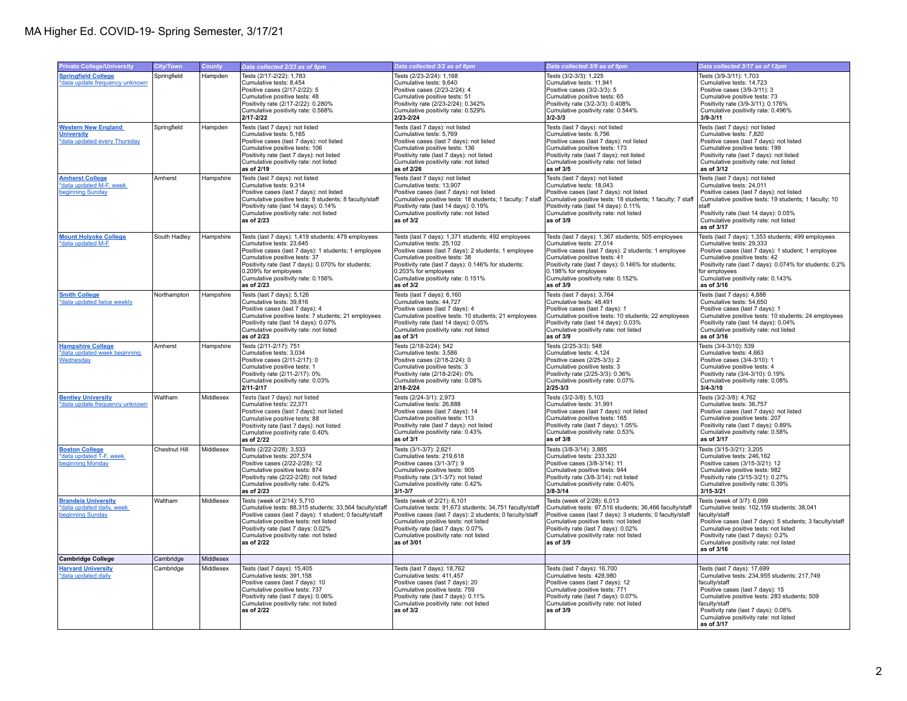# MA Higher Ed. COVID-19- Spring Semester, 3/17/21

| Private College/University | City/Town | County | Data collected 2/23 as of 9pm | Data collected 3/2 as of 8pm | Data collected 3/9 as of 9pm | Data collected 3/17 as of 12pm |
|---|---|---|---|---|---|---|
| **Springfield College** *data update frequency unknown | Springfield | Hampden | Tests (2/17-2/22): 1,783<br>Cumulative tests: 8,454<br>Positive cases (2/17-2/22): 5<br>Cumulative positive tests: 48<br>Positivity rate (2/17-2/22): 0.280%<br>Cumulative positivity rate: 0.568%<br>**2/17-2/22** | Tests (2/23-2/24): 1,168<br>Cumulative tests: 9,640<br>Positive cases (2/23-2/24): 4<br>Cumulative positive tests: 51<br>Positivity rate (2/23-2/24): 0.342%<br>Cumulative positivity rate: 0.529%<br>**2/23-2/24** | Tests (3/2-3/3): 1,225<br>Cumulative tests: 11,941<br>Positive cases (3/2-3/3): 5<br>Cumulative positive tests: 65<br>Positivity rate (3/2-3/3): 0.408%<br>Cumulative positivity rate: 0.544%<br>**3/2-3/3** | Tests (3/9-3/11): 1,703<br>Cumulative tests: 14,723<br>Positive cases (3/9-3/11): 3<br>Cumulative positive tests: 73<br>Positivity rate (3/9-3/11): 0.176%<br>Cumulative positivity rate: 0.496%<br>**3/9-3/11** |
| **Western New England University** *data updated every Thursday | Springfield | Hampden | Tests (last 7 days): not listed<br>Cumulative tests: 5,165<br>Positive cases (last 7 days): not listed<br>Cumulative positive tests: 106<br>Positivity rate (last 7 days): not listed<br>Cumulative positivity rate: not listed<br>**as of 2/19** | Tests (last 7 days): not listed<br>Cumulative tests: 5,769<br>Positive cases (last 7 days): not listed<br>Cumulative positive tests: 136<br>Positivity rate (last 7 days): not listed<br>Cumulative positivity rate: not listed<br>**as of 2/26** | Tests (last 7 days): not listed<br>Cumulative tests: 6,756<br>Positive cases (last 7 days): not listed<br>Cumulative positive tests: 173<br>Positivity rate (last 7 days): not listed<br>Cumulative positivity rate: not listed<br>**as of 3/5** | Tests (last 7 days): not listed<br>Cumulative tests: 7,820<br>Positive cases (last 7 days): not listed<br>Cumulative positive tests: 199<br>Positivity rate (last 7 days): not listed<br>Cumulative positivity rate: not listed<br>**as of 3/12** |
| **Amherst College** *data updated M-F, week beginning Sunday | Amherst | Hampshire | Tests (last 7 days): not listed<br>Cumulative tests: 9,314<br>Positive cases (last 7 days): not listed<br>Cumulative positive tests: 8 students; 8 faculty/staff<br>Positivity rate (last 14 days): 0.14%<br>Cumulative positivity rate: not listed<br>**as of 2/23** | Tests (last 7 days): not listed<br>Cumulative tests: 13,907<br>Positive cases (last 7 days): not listed<br>Cumulative positive tests: 18 students; 1 faculty; 7 staff<br>Positivity rate (last 14 days): 0.19%<br>Cumulative positivity rate: not listed<br>**as of 3/2** | Tests (last 7 days): not listed<br>Cumulative tests: 18,043<br>Positive cases (last 7 days): not listed<br>Cumulative positive tests: 18 students; 1 faculty; 7 staff<br>Positivity rate (last 14 days): 0.11%<br>Cumulative positivity rate: not listed<br>**as of 3/9** | Tests (last 7 days): not listed<br>Cumulative tests: 24,011<br>Positive cases (last 7 days): not listed<br>Cumulative positive tests: 19 students; 1 faculty; 10 staff<br>Positivity rate (last 14 days): 0.05%<br>Cumulative positivity rate: not listed<br>**as of 3/17** |
| **Mount Holyoke College** *data updated M-F | South Hadley | Hampshire | Tests (last 7 days): 1,419 students; 479 employees<br>Cumulative tests: 23,645<br>Positive cases (last 7 days): 1 students; 1 employee<br>Cumulative positive tests: 37<br>Positivity rate (last 7 days): 0.070% for students; 0.209% for employees<br>Cumulative positivity rate: 0.156%<br>**as of 2/23** | Tests (last 7 days): 1,371 students; 492 employees<br>Cumulative tests: 25,102<br>Positive cases (last 7 days): 2 students; 1 employee<br>Cumulative positive tests: 38<br>Positivity rate (last 7 days): 0.146% for students; 0.203% for employees<br>Cumulative positivity rate: 0.151%<br>**as of 3/2** | Tests (last 7 days): 1,367 students; 505 employees<br>Cumulative tests: 27,014<br>Positive cases (last 7 days): 2 students; 1 employee<br>Cumulative positive tests: 41<br>Positivity rate (last 7 days): 0.146% for students; 0.198% for employees<br>Cumulative positivity rate: 0.152%<br>**as of 3/9** | Tests (last 7 days): 1,353 students; 499 employees<br>Cumulative tests: 29,333<br>Positive cases (last 7 days): 1 student; 1 employee<br>Cumulative positive tests: 42<br>Positivity rate (last 7 days): 0.074% for students; 0.2% for employees<br>Cumulative positivity rate: 0.143%<br>**as of 3/16** |
| **Smith College** *data updated twice weekly | Northampton | Hampshire | Tests (last 7 days): 5,126<br>Cumulative tests: 39,816<br>Positive cases (last 7 days): 4<br>Cumulative positive tests: 7 students; 21 employees<br>Positivity rate (last 14 days): 0.07%<br>Cumulative positivity rate: not listed<br>**as of 2/23** | Tests (last 7 days): 6,160<br>Cumulative tests: 44,727<br>Positive cases (last 7 days): 4<br>Cumulative positive tests: 10 students; 21 employees<br>Positivity rate (last 14 days): 0.05%<br>Cumulative positivity rate: not listed<br>**as of 3/1** | Tests (last 7 days): 3,764<br>Cumulative tests: 48,491<br>Positive cases (last 7 days): 1<br>Cumulative positive tests: 10 students; 22 employees<br>Positivity rate (last 14 days): 0.03%<br>Cumulative positivity rate: not listed<br>**as of 3/9** | Tests (last 7 days): 4,888<br>Cumulative tests: 54,650<br>Positive cases (last 7 days): 1<br>Cumulative positive tests: 10 students; 24 employees<br>Positivity rate (last 14 days): 0.04%<br>Cumulative positivity rate: not listed<br>**as of 3/16** |
| **Hampshire College** *data updated week beginning Wednesday | Amherst | Hampshire | Tests (2/11-2/17): 751<br>Cumulative tests: 3,034<br>Positive cases (2/11-2/17): 0<br>Cumulative positive tests: 1<br>Positivity rate (2/11-2/17): 0%<br>Cumulative positivity rate: 0.03%<br>**2/11-2/17** | Tests (2/18-2/24): 542<br>Cumulative tests: 3,586<br>Positive cases (2/18-2/24): 0<br>Cumulative positive tests: 3<br>Positivity rate (2/18-2/24): 0%<br>Cumulative positivity rate: 0.08%<br>**2/18-2/24** | Tests (2/25-3/3): 548<br>Cumulative tests: 4,124<br>Positive cases (2/25-3/3): 2<br>Cumulative positive tests: 3<br>Positivity rate (2/25-3/3): 0.36%<br>Cumulative positivity rate: 0.07%<br>**2/25-3/3** | Tests (3/4-3/10): 539<br>Cumulative tests: 4,663<br>Positive cases (3/4-3/10): 1<br>Cumulative positive tests: 4<br>Positivity rate (3/4-3/10): 0.19%<br>Cumulative positivity rate: 0.08%<br>**3/4-3/10** |
| **Bentley University** *data update frequency unknown | Waltham | Middlesex | Tests (last 7 days): not listed<br>Cumulative tests: 22,371<br>Positive cases (last 7 days): not listed<br>Cumulative positive tests: 88<br>Positivity rate (last 7 days): not listed<br>Cumulative positivity rate: 0.40%<br>**as of 2/22** | Tests (2/24-3/1): 2,973<br>Cumulative tests: 26,888<br>Positive cases (last 7 days): 14<br>Cumulative positive tests: 113<br>Positivity rate (last 7 days): not listed<br>Cumulative positivity rate: 0.43%<br>**as of 3/1** | Tests (3/2-3/8): 5,103<br>Cumulative tests: 31,991<br>Positive cases (last 7 days): not listed<br>Cumulative positive tests: 165<br>Positivity rate (last 7 days): 1.05%<br>Cumulative positivity rate: 0.53%<br>**as of 3/8** | Tests (3/2-3/8): 4,762<br>Cumulative tests: 36,757<br>Positive cases (last 7 days): not listed<br>Cumulative positive tests: 207<br>Positivity rate (last 7 days): 0.89%<br>Cumulative positivity rate: 0.58%<br>**as of 3/17** |
| **Boston College** *data updated T-F, week beginning Monday | Chestnut Hill | Middlesex | Tests (2/22-2/28): 3,533<br>Cumulative tests: 207,574<br>Positive cases (2/22-2/28): 12<br>Cumulative positive tests: 874<br>Positivity rate (2/22-2/28): not listed<br>Cumulative positivity rate: 0.42%<br>**as of 2/23** | Tests (3/1-3/7): 2,621<br>Cumulative tests: 219,618<br>Positive cases (3/1-3/7): 9<br>Cumulative positive tests: 905<br>Positivity rate (3/1-3/7): not listed<br>Cumulative positivity rate: 0.42%<br>**3/1-3/7** | Tests (3/8-3/14): 3,885<br>Cumulative tests: 233,320<br>Positive cases (3/8-3/14): 11<br>Cumulative positive tests: 944<br>Positivity rate (3/8-3/14): not listed<br>Cumulative positivity rate: 0.40%<br>**3/8-3/14** | Tests (3/15-3/21): 3,205<br>Cumulative tests: 246,162<br>Positive cases (3/15-3/21): 12<br>Cumulative positive tests: 982<br>Positivity rate (3/15-3/21): 0.27%<br>Cumulative positivity rate: 0.39%<br>**3/15-3/21** |
| **Brandeis University** *data updated daily, week beginning Sunday | Waltham | Middlesex | Tests (week of 2/14): 5,710<br>Cumulative tests: 88,315 students; 33,564 faculty/staff<br>Positive cases (last 7 days): 1 student; 0 faculty/staff<br>Cumulative positive tests: not listed<br>Positivity rate (last 7 days): 0.02%<br>Cumulative positivity rate: not listed<br>**as of 2/22** | Tests (week of 2/21): 6,101<br>Cumulative tests: 91,673 students; 34,751 faculty/staff<br>Positive cases (last 7 days): 2 students; 0 faculty/staff<br>Cumulative positive tests: not listed<br>Positivity rate (last 7 days): 0.07%<br>Cumulative positivity rate: not listed<br>**as of 3/01** | Tests (week of 2/28): 6,013<br>Cumulative tests: 97,516 students; 36,466 faculty/staff<br>Positive cases (last 7 days): 3 students; 0 faculty/staff<br>Cumulative positive tests: not listed<br>Positivity rate (last 7 days): 0.02%<br>Cumulative positivity rate: not listed<br>**as of 3/9** | Tests (week of 3/7): 6,099<br>Cumulative tests: 102,159 students; 38,041 faculty/staff<br>Positive cases (last 7 days): 5 students; 3 faculty/staff<br>Cumulative positive tests: not listed<br>Positivity rate (last 7 days): 0.2%<br>Cumulative positivity rate: not listed<br>**as of 3/16** |
| **Cambridge College** | Cambridge | Middlesex | | | | |
| **Harvard University** *data updated daily | Cambridge | Middlesex | Tests (last 7 days): 15,405<br>Cumulative tests: 391,158<br>Positive cases (last 7 days): 10<br>Cumulative positive tests: 737<br>Positivity rate (last 7 days): 0.06%<br>Cumulative positivity rate: not listed<br>**as of 2/22** | Tests (last 7 days): 18,762<br>Cumulative tests: 411,457<br>Positive cases (last 7 days): 20<br>Cumulative positive tests: 759<br>Positivity rate (last 7 days): 0.11%<br>Cumulative positivity rate: not listed<br>**as of 3/2** | Tests (last 7 days): 16,700<br>Cumulative tests: 428,980<br>Positive cases (last 7 days): 12<br>Cumulative positive tests: 771<br>Positivity rate (last 7 days): 0.07%<br>Cumulative positivity rate: not listed<br>**as of 3/9** | Tests (last 7 days): 17,699<br>Cumulative tests: 234,955 students; 217,749 faculty/staff<br>Positive cases (last 7 days): 15<br>Cumulative positive tests: 283 students; 509 faculty/staff<br>Positivity rate (last 7 days): 0.08%<br>Cumulative positivity rate: not listed<br>**as of 3/17** |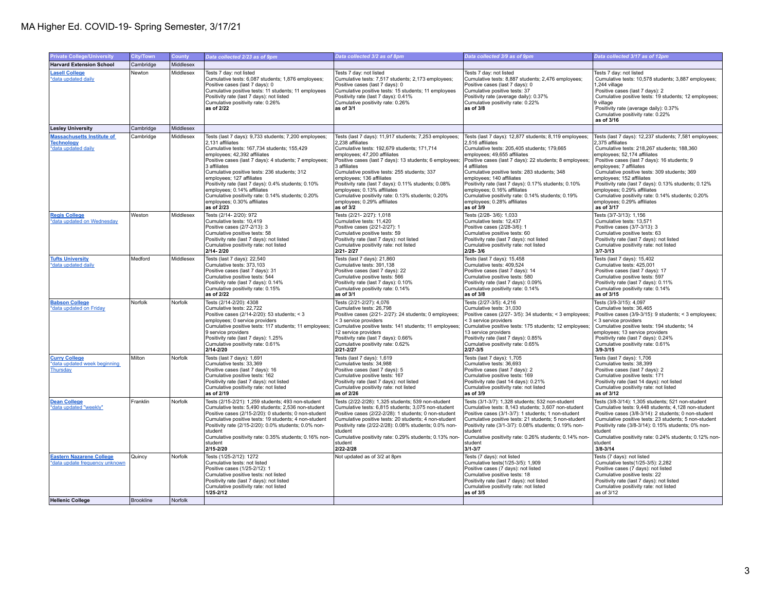# MA Higher Ed. COVID-19- Spring Semester, 3/17/21

| Private College/University | City/Town | County | Data collected 2/23 as of 9pm | Data collected 3/2 as of 8pm | Data collected 3/9 as of 9pm | Data collected 3/17 as of 12pm |
|---|---|---|---|---|---|---|
| **Harvard Extension School** | Cambridge | Middlesex | | | | |
| **Lasell College** *data updated daily | Newton | Middlesex | Tests 7 day: not listed<br>Cumulative tests: 6,087 students; 1,876 employees;<br>Positive cases (last 7 days): 0<br>Cumulative positive tests: 11 students; 11 employees<br>Positivity rate (last 7 days): not listed<br>Cumulative positivity rate: 0.26%<br>**as of 2/22** | Tests 7 day: not listed<br>Cumulative tests: 7,517 students; 2,173 employees;<br>Positive cases (last 7 days): 0<br>Cumulative positive tests: 15 students; 11 employees<br>Positivity rate (last 7 days): 0.41%<br>Cumulative positivity rate: 0.26%<br>**as of 3/1** | Tests 7 day: not listed<br>Cumulative tests: 8,887 students; 2,476 employees;<br>Positive cases (last 7 days): 0<br>Cumulative positive tests: 37<br>Positivity rate (average daily): 0.37%<br>Cumulative positivity rate: 0.22%<br>**as of 3/8** | Tests 7 day: not listed<br>Cumulative tests: 10,578 students; 3,887 employees; 1,244 village<br>Positive cases (last 7 days): 2<br>Cumulative positive tests: 19 students; 12 employees; 9 village<br>Positivity rate (average daily): 0.37%<br>Cumulative positivity rate: 0.22%<br>**as of 3/16** |
| **Lesley University** | Cambridge | Middlesex | | | | |
| **Massachusetts Institute of Technology** *data updated daily | Cambridge | Middlesex | Tests (last 7 days): 9,733 students; 7,200 employees; 2,131 affiliates<br>Cumulative tests: 167,734 students; 155,429 employees; 42,392 affiliates<br>Positive cases (last 7 days): 4 students; 7 employees; 3 affiliates<br>Cumulative positive tests: 236 students; 312 employees; 127 affiliates<br>Positivity rate (last 7 days): 0.4% students; 0.10% employees; 0.14% affiliates<br>Cumulative positivity rate: 0.14% students; 0.20% employees; 0.30% affiliates<br>**as of 2/23** | Tests (last 7 days): 11,917 students; 7,253 employees; 2,238 affiliates<br>Cumulative tests: 192,679 students; 171,714 employees; 47,200 affiliates<br>Positive cases (last 7 days): 13 students; 6 employees; 3 affiliates<br>Cumulative positive tests: 255 students; 337 employees; 136 affiliates<br>Positivity rate (last 7 days): 0.11% students; 0.08% employees; 0.13% affiliates<br>Cumulative positivity rate: 0.13% students; 0.20% employees; 0.29% affiliates<br>**as of 3/2** | Tests (last 7 days): 12,877 students; 8,119 employees; 2,516 affiliates<br>Cumulative tests: 205,405 students; 179,665 employees; 49,655 affiliates<br>Positive cases (last 7 days): 22 students; 8 employees; 4 affiliates<br>Cumulative positive tests: 283 students; 348 employees; 140 affiliates<br>Positivity rate (last 7 days): 0.17% students; 0.10% employees; 0.16% affiliates<br>Cumulative positivity rate: 0.14% students; 0.19% employees; 0.28% affiliates<br>**as of 3/9** | Tests (last 7 days): 12,237 students; 7,581 employees; 2,375 affiliates<br>Cumulative tests: 218,267 students; 188,360 employees; 52,174 affiliates<br>Positive cases (last 7 days): 16 students; 9 employees; 7 affiliates<br>Cumulative positive tests: 309 students; 369 employees; 152 affiliates<br>Positivity rate (last 7 days): 0.13% students; 0.12% employees; 0.29% affiliates<br>Cumulative positivity rate: 0.14% students; 0.20% employees; 0.29% affiliates<br>**as of 3/17** |
| **Regis College** *data updated on Wednesday | Weston | Middlesex | Tests (2/14- 2/20): 972<br>Cumulative tests: 10,419<br>Positive cases (2/7-2/13): 3<br>Cumulative positive tests: 58<br>Positivity rate (last 7 days): not listed<br>Cumulative positivity rate: not listed<br>**2/14- 2/20** | Tests (2/21- 2/27): 1,018<br>Cumulative tests: 11,420<br>Positive cases (2/21-2/27): 1<br>Cumulative positive tests: 59<br>Positivity rate (last 7 days): not listed<br>Cumulative positivity rate: not listed<br>**2/21- 2/27** | Tests (2/28- 3/6): 1,033<br>Cumulative tests: 12,437<br>Positive cases (2/28-3/6): 1<br>Cumulative positive tests: 60<br>Positivity rate (last 7 days): not listed<br>Cumulative positivity rate: not listed<br>**2/28- 3/6** | Tests (3/7-3/13): 1,156<br>Cumulative tests: 13,571<br>Positive cases (3/7-3/13): 3<br>Cumulative positive tests: 63<br>Positivity rate (last 7 days): not listed<br>Cumulative positivity rate: not listed<br>**3/7-3/13** |
| **Tufts University** *data updated daily | Medford | Middlesex | Tests (last 7 days): 22,540<br>Cumulative tests: 373,103<br>Positive cases (last 7 days): 31<br>Cumulative positive tests: 544<br>Positivity rate (last 7 days): 0.14%<br>Cumulative positivity rate: 0.15%<br>**as of 2/22** | Tests (last 7 days): 21,860<br>Cumulative tests: 391,138<br>Positive cases (last 7 days): 22<br>Cumulative positive tests: 566<br>Positivity rate (last 7 days): 0.10%<br>Cumulative positivity rate: 0.14%<br>**as of 3/1** | Tests (last 7 days): 15,458<br>Cumulative tests: 409,524<br>Positive cases (last 7 days): 14<br>Cumulative positive tests: 580<br>Positivity rate (last 7 days): 0.09%<br>Cumulative positivity rate: 0.14%<br>**as of 3/8** | Tests (last 7 days): 15,402<br>Cumulative tests: 425,001<br>Positive cases (last 7 days): 17<br>Cumulative positive tests: 597<br>Positivity rate (last 7 days): 0.11%<br>Cumulative positivity rate: 0.14%<br>**as of 3/15** |
| **Babson College** *data updated on Friday | Norfolk | Norfolk | Tests (2/14-2/20): 4308<br>Cumulative tests: 22,722<br>Positive cases (2/14-2/20): 53 students; < 3 employees; 0 service providers<br>Cumulative positive tests: 117 students; 11 employees; 9 service providers<br>Positivity rate (last 7 days): 1.25%<br>Cumulative positivity rate: 0.61%<br>**2/14-2/20** | Tests (2/21-2/27): 4,076<br>Cumulative tests: 26,798<br>Positive cases (2/21- 2/27): 24 students; 0 employees; < 3 service providers<br>Cumulative positive tests: 141 students; 11 employees; 12 service providers<br>Positivity rate (last 7 days): 0.66%<br>Cumulative positivity rate: 0.62%<br>**2/21-2/27** | Tests (2/27-3/5): 4,216<br>Cumulative tests: 31,030<br>Positive cases (2/27- 3/5): 34 students; < 3 employees; < 3 service providers<br>Cumulative positive tests: 175 students; 12 employees; 13 service providers<br>Positivity rate (last 7 days): 0.85%<br>Cumulative positivity rate: 0.65%<br>**2/27-3/5** | Tests (3/9-3/15): 4,097<br>Cumulative tests: 36,465<br>Positive cases (3/9-3/15): 9 students; < 3 employees; < 3 service providers<br>Cumulative positive tests: 194 students; 14 employees; 13 service providers<br>Positivity rate (last 7 days): 0.24%<br>Cumulative positivity rate: 0.61%<br>**3/9-3/15** |
| **Curry College** *data updated week beginning Thursday | Milton | Norfolk | Tests (last 7 days): 1,691<br>Cumulative tests: 33,369<br>Positive cases (last 7 days): 16<br>Cumulative positive tests: 162<br>Positivity rate (last 7 days): not listed<br>Cumulative positivity rate: not listed<br>**as of 2/19** | Tests (last 7 days): 1,619<br>Cumulative tests: 34,988<br>Positive cases (last 7 days): 5<br>Cumulative positive tests: 167<br>Positivity rate (last 7 days): not listed<br>Cumulative positivity rate: not listed<br>**as of 2/26** | Tests (last 7 days): 1,705<br>Cumulative tests: 36,693<br>Positive cases (last 7 days): 2<br>Cumulative positive tests: 169<br>Positivity rate (last 14 days): 0.21%<br>Cumulative positivity rate: not listed<br>**as of 3/9** | Tests (last 7 days): 1,706<br>Cumulative tests: 38,399<br>Positive cases (last 7 days): 2<br>Cumulative positive tests: 171<br>Positivity rate (last 14 days): not listed<br>Cumulative positivity rate: not listed<br>**as of 3/12** |
| **Dean College** *data updated "weekly" | Franklin | Norfolk | Tests (2/15-2/21): 1,259 students; 493 non-student<br>Cumulative tests: 5,490 students; 2,536 non-student<br>Positive cases (2/15-2/20): 0 students; 0 non-student<br>Cumulative positive tests: 19 students; 4 non-student<br>Positivity rate (2/15-2/20): 0.0% students; 0.0% non-student<br>Cumulative positivity rate: 0.35% students; 0.16% non-student<br>**2/15-2/20** | Tests (2/22-2/28): 1,325 students; 539 non-student<br>Cumulative tests: 6,815 students; 3,075 non-student<br>Positive cases (2/22-2/28): 1 students; 0 non-student<br>Cumulative positive tests: 20 students; 4 non-student<br>Positivity rate (2/22-2/28): 0.08% students; 0.0% non-student<br>Cumulative positivity rate: 0.29% students; 0.13% non-student<br>**2/22-2/28** | Tests (3/1-3/7): 1,328 students; 532 non-student<br>Cumulative tests: 8,143 students; 3,607 non-student<br>Positive cases (3/1-3/7): 1 students; 1 non-student<br>Cumulative positive tests: 21 students; 5 non-student<br>Positivity rate (3/1-3/7): 0.08% students; 0.19% non-student<br>Cumulative positivity rate: 0.26% students; 0.14% non-student<br>**3/1-3/7** | Tests (3/8-3/14): 1,305 students; 521 non-student<br>Cumulative tests: 9,448 students; 4,128 non-student<br>Positive cases (3/8-3/14): 2 students; 0 non-student<br>Cumulative positive tests: 23 students; 5 non-student<br>Positivity rate (3/8-3/14): 0.15% students; 0% non-student<br>Cumulative positivity rate: 0.24% students; 0.12% non-student<br>**3/8-3/14** |
| **Eastern Nazarene College** *data update frequency unknown | Quincy | Norfolk | Tests (1/25-2/12): 1272<br>Cumulative tests: not listed<br>Positive cases (1/25-2/12): 1<br>Cumulative positive tests: not listed<br>Positivity rate (last 7 days): not listed<br>Cumulative positivity rate: not listed<br>**1/25-2/12** | Not updated as of 3/2 at 8pm | Tests (7 days): not listed<br>Cumulative tests(1/25-3/5): 1,909<br>Positive cases (7 days): not listed<br>Cumulative positive tests: 18<br>Positivity rate (last 7 days): not listed<br>Cumulative positivity rate: not listed<br>**as of 3/5** | Tests (7 days): not listed<br>Cumulative tests(1/25-3/5): 2,282<br>Positive cases (7 days): not listed<br>Cumulative positive tests: 22<br>Positivity rate (last 7 days): not listed<br>Cumulative positivity rate: not listed<br>as of 3/12 |
| **Hellenic College** | Brookline | Norfolk | | | | |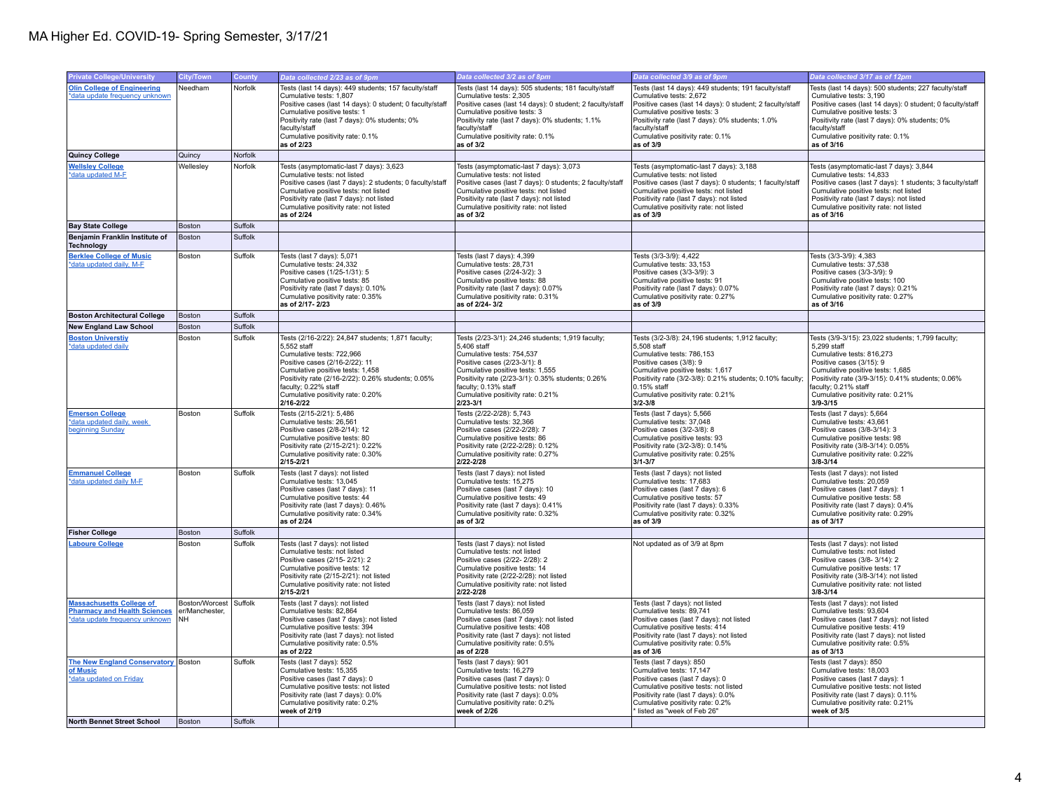# MA Higher Ed. COVID-19- Spring Semester, 3/17/21

| Private College/University | City/Town | County | Data collected 2/23 as of 9pm | Data collected 3/2 as of 8pm | Data collected 3/9 as of 9pm | Data collected 3/17 as of 12pm |
|---|---|---|---|---|---|---|
| Olin College of Engineering<br>*data update frequency unknown | Needham | Norfolk | Tests (last 14 days): 449 students; 157 faculty/staff<br>Cumulative tests: 1,807<br>Positive cases (last 14 days): 0 student; 0 faculty/staff<br>Cumulative positive tests: 1<br>Positivity rate (last 7 days): 0% students; 0% faculty/staff<br>Cumulative positivity rate: 0.1%<br>**as of 2/23** | Tests (last 14 days): 505 students; 181 faculty/staff<br>Cumulative tests: 2,305<br>Positive cases (last 14 days): 0 student; 2 faculty/staff<br>Cumulative positive tests: 3<br>Positivity rate (last 7 days): 0% students; 1.1% faculty/staff<br>Cumulative positivity rate: 0.1%<br>**as of 3/2** | Tests (last 14 days): 449 students; 191 faculty/staff<br>Cumulative tests: 2,672<br>Positive cases (last 14 days): 0 student; 2 faculty/staff<br>Cumulative positive tests: 3<br>Positivity rate (last 7 days): 0% students; 1.0% faculty/staff<br>Cumulative positivity rate: 0.1%<br>**as of 3/9** | Tests (last 14 days): 500 students; 227 faculty/staff<br>Cumulative tests: 3,190<br>Positive cases (last 14 days): 0 student; 0 faculty/staff<br>Cumulative positive tests: 3<br>Positivity rate (last 7 days): 0% students; 0% faculty/staff<br>Cumulative positivity rate: 0.1%<br>**as of 3/16** |
| **Quincy College** | Quincy | Norfolk | | | | |
| Wellesley College<br>*data updated M-F | Wellesley | Norfolk | Tests (asymptomatic-last 7 days): 3,623<br>Cumulative tests: not listed<br>Positive cases (last 7 days): 2 students; 0 faculty/staff<br>Cumulative positive tests: not listed<br>Positivity rate (last 7 days): not listed<br>Cumulative positivity rate: not listed<br>**as of 2/24** | Tests (asymptomatic-last 7 days): 3,073<br>Cumulative tests: not listed<br>Positive cases (last 7 days): 0 students; 2 faculty/staff<br>Cumulative positive tests: not listed<br>Positivity rate (last 7 days): not listed<br>Cumulative positivity rate: not listed<br>**as of 3/2** | Tests (asymptomatic-last 7 days): 3,188<br>Cumulative tests: not listed<br>Positive cases (last 7 days): 0 students; 1 faculty/staff<br>Cumulative positive tests: not listed<br>Positivity rate (last 7 days): not listed<br>Cumulative positivity rate: not listed<br>**as of 3/9** | Tests (asymptomatic-last 7 days): 3,844<br>Cumulative tests: 14,833<br>Positive cases (last 7 days): 1 students; 3 faculty/staff<br>Cumulative positive tests: not listed<br>Positivity rate (last 7 days): not listed<br>Cumulative positivity rate: not listed<br>**as of 3/16** |
| **Bay State College** | Boston | Suffolk | | | | |
| **Benjamin Franklin Institute of Technology** | Boston | Suffolk | | | | |
| Berklee College of Music<br>*data updated daily, M-F | Boston | Suffolk | Tests (last 7 days): 5,071<br>Cumulative tests: 24,332<br>Positive cases (1/25-1/31): 5<br>Cumulative positive tests: 85<br>Positivity rate (last 7 days): 0.10%<br>Cumulative positivity rate: 0.35%<br>**as of 2/17- 2/23** | Tests (last 7 days): 4,399<br>Cumulative tests: 28,731<br>Positive cases (2/24-3/2): 3<br>Cumulative positive tests: 88<br>Positivity rate (last 7 days): 0.07%<br>Cumulative positivity rate: 0.31%<br>**as of 2/24- 3/2** | Tests (3/3-3/9): 4,422<br>Cumulative tests: 33,153<br>Positive cases (3/3-3/9): 3<br>Cumulative positive tests: 91<br>Positivity rate (last 7 days): 0.07%<br>Cumulative positivity rate: 0.27%<br>**as of 3/9** | Tests (3/3-3/9): 4,383<br>Cumulative tests: 37,538<br>Positive cases (3/3-3/9): 9<br>Cumulative positive tests: 100<br>Positivity rate (last 7 days): 0.21%<br>Cumulative positivity rate: 0.27%<br>**as of 3/16** |
| **Boston Architectural College** | Boston | Suffolk | | | | |
| **New England Law School** | Boston | Suffolk | | | | |
| Boston Universtiy<br>*data updated daily | Boston | Suffolk | Tests (2/16-2/22): 24,847 students; 1,871 faculty; 5,552 staff<br>Cumulative tests: 722,966<br>Positive cases (2/16-2/22): 11<br>Cumulative positive tests: 1,458<br>Positivity rate (2/16-2/22): 0.26% students; 0.05% faculty; 0.22% staff<br>Cumulative positivity rate: 0.20%<br>**2/16-2/22** | Tests (2/23-3/1): 24,246 students; 1,919 faculty; 5,406 staff<br>Cumulative tests: 754,537<br>Positive cases (2/23-3/1): 8<br>Cumulative positive tests: 1,555<br>Positivity rate (2/23-3/1): 0.35% students; 0.26% faculty; 0.13% staff<br>Cumulative positivity rate: 0.21%<br>**2/23-3/1** | Tests (3/2-3/8): 24,196 students; 1,912 faculty; 5,508 staff<br>Cumulative tests: 786,153<br>Positive cases (3/8): 9<br>Cumulative positive tests: 1,617<br>Positivity rate (3/2-3/8): 0.21% students; 0.10% faculty; 0.15% staff<br>Cumulative positivity rate: 0.21%<br>**3/2-3/8** | Tests (3/9-3/15): 23,022 students; 1,799 faculty; 5,299 staff<br>Cumulative tests: 816,273<br>Positive cases (3/15): 9<br>Cumulative positive tests: 1,685<br>Positivity rate (3/9-3/15): 0.41% students; 0.06% faculty; 0.21% staff<br>Cumulative positivity rate: 0.21%<br>**3/9-3/15** |
| Emerson College<br>*data updated daily, week beginning Sunday | Boston | Suffolk | Tests (2/15-2/21): 5,486<br>Cumulative tests: 26,561<br>Positive cases (2/8-2/14): 12<br>Cumulative positive tests: 80<br>Positivity rate (2/15-2/21): 0.22%<br>Cumulative positivity rate: 0.30%<br>**2/15-2/21** | Tests (2/22-2/28): 5,743<br>Cumulative tests: 32,366<br>Positive cases (2/22-2/28): 7<br>Cumulative positive tests: 86<br>Positivity rate (2/22-2/28): 0.12%<br>Cumulative positivity rate: 0.27%<br>**2/22-2/28** | Tests (last 7 days): 5,566<br>Cumulative tests: 37,048<br>Positive cases (3/2-3/8): 8<br>Cumulative positive tests: 93<br>Positivity rate (3/2-3/8): 0.14%<br>Cumulative positivity rate: 0.25%<br>**3/1-3/7** | Tests (last 7 days): 5,664<br>Cumulative tests: 43,661<br>Positive cases (3/8-3/14): 3<br>Cumulative positive tests: 98<br>Positivity rate (3/8-3/14): 0.05%<br>Cumulative positivity rate: 0.22%<br>**3/8-3/14** |
| Emmanuel College<br>*data updated daily M-F | Boston | Suffolk | Tests (last 7 days): not listed<br>Cumulative tests: 13,045<br>Positive cases (last 7 days): 11<br>Cumulative positive tests: 44<br>Positivity rate (last 7 days): 0.46%<br>Cumulative positivity rate: 0.34%<br>**as of 2/24** | Tests (last 7 days): not listed<br>Cumulative tests: 15,275<br>Positive cases (last 7 days): 10<br>Cumulative positive tests: 49<br>Positivity rate (last 7 days): 0.41%<br>Cumulative positivity rate: 0.32%<br>**as of 3/2** | Tests (last 7 days): not listed<br>Cumulative tests: 17,683<br>Positive cases (last 7 days): 6<br>Cumulative positive tests: 57<br>Positivity rate (last 7 days): 0.33%<br>Cumulative positivity rate: 0.32%<br>**as of 3/9** | Tests (last 7 days): not listed<br>Cumulative tests: 20,059<br>Positive cases (last 7 days): 1<br>Cumulative positive tests: 58<br>Positivity rate (last 7 days): 0.4%<br>Cumulative positivity rate: 0.29%<br>**as of 3/17** |
| **Fisher College** | Boston | Suffolk | | | | |
| Laboure College | Boston | Suffolk | Tests (last 7 days): not listed<br>Cumulative tests: not listed<br>Positive cases (2/15- 2/21): 2<br>Cumulative positive tests: 12<br>Positivity rate (2/15-2/21): not listed<br>Cumulative positivity rate: not listed<br>**2/15-2/21** | Tests (last 7 days): not listed<br>Cumulative tests: not listed<br>Positive cases (2/22- 2/28): 2<br>Cumulative positive tests: 14<br>Positivity rate (2/22-2/28): not listed<br>Cumulative positivity rate: not listed<br>**2/22-2/28** | Not updated as of 3/9 at 8pm | Tests (last 7 days): not listed<br>Cumulative tests: not listed<br>Positive cases (3/8- 3/14): 2<br>Cumulative positive tests: 17<br>Positivity rate (3/8-3/14): not listed<br>Cumulative positivity rate: not listed<br>**3/8-3/14** |
| Massachusetts College of Pharmacy and Health Sciences<br>*data update frequency unknown | Boston/Worcester/Manchester, NH | Suffolk | Tests (last 7 days): not listed<br>Cumulative tests: 82,864<br>Positive cases (last 7 days): not listed<br>Cumulative positive tests: 394<br>Positivity rate (last 7 days): not listed<br>Cumulative positivity rate: 0.5%<br>**as of 2/22** | Tests (last 7 days): not listed<br>Cumulative tests: 86,059<br>Positive cases (last 7 days): not listed<br>Cumulative positive tests: 408<br>Positivity rate (last 7 days): not listed<br>Cumulative positivity rate: 0.5%<br>**as of 2/28** | Tests (last 7 days): not listed<br>Cumulative tests: 89,741<br>Positive cases (last 7 days): not listed<br>Cumulative positive tests: 414<br>Positivity rate (last 7 days): not listed<br>Cumulative positivity rate: 0.5%<br>**as of 3/6** | Tests (last 7 days): not listed<br>Cumulative tests: 93,604<br>Positive cases (last 7 days): not listed<br>Cumulative positive tests: 419<br>Positivity rate (last 7 days): not listed<br>Cumulative positivity rate: 0.5%<br>**as of 3/13** |
| The New England Conservatory of Music<br>*data updated on Friday | Boston | Suffolk | Tests (last 7 days): 552<br>Cumulative tests: 15,355<br>Positive cases (last 7 days): 0<br>Cumulative positive tests: not listed<br>Positivity rate (last 7 days): 0.0%<br>Cumulative positivity rate: 0.2%<br>**week of 2/19** | Tests (last 7 days): 901<br>Cumulative tests: 16,279<br>Positive cases (last 7 days): 0<br>Cumulative positive tests: not listed<br>Positivity rate (last 7 days): 0.0%<br>Cumulative positivity rate: 0.2%<br>**week of 2/26** | Tests (last 7 days): 850<br>Cumulative tests: 17,147<br>Positive cases (last 7 days): 0<br>Cumulative positive tests: not listed<br>Positivity rate (last 7 days): 0.0%<br>Cumulative positivity rate: 0.2%<br>* listed as "week of Feb 26" | Tests (last 7 days): 850<br>Cumulative tests: 18,003<br>Positive cases (last 7 days): 1<br>Cumulative positive tests: not listed<br>Positivity rate (last 7 days): 0.11%<br>Cumulative positivity rate: 0.21%<br>**week of 3/5** |
| **North Bennet Street School** | Boston | Suffolk | | | | |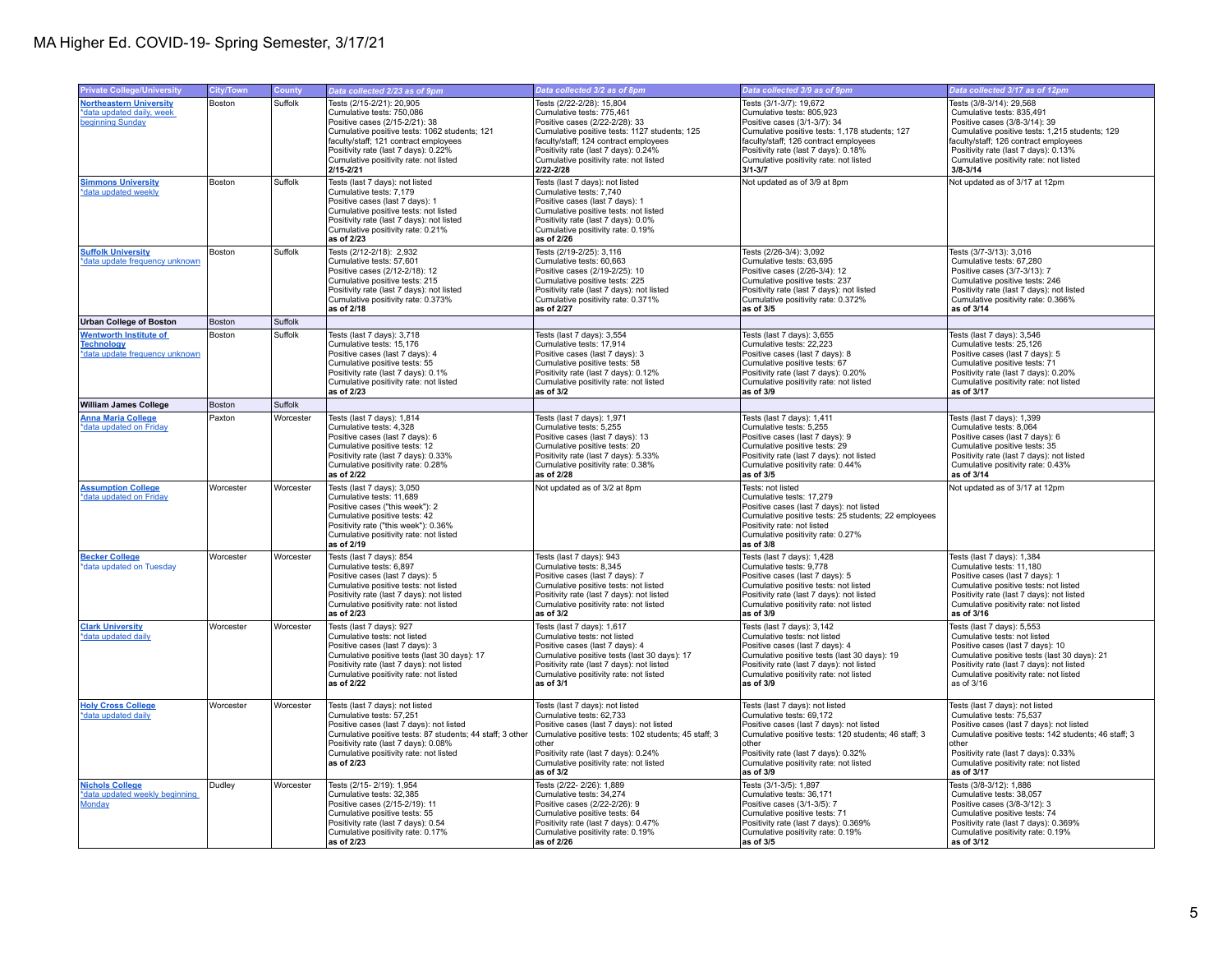# MA Higher Ed. COVID-19- Spring Semester, 3/17/21

| Private College/University | City/Town | County | Data collected 2/23 as of 9pm | Data collected 3/2 as of 8pm | Data collected 3/9 as of 9pm | Data collected 3/17 as of 12pm |
|---|---|---|---|---|---|---|
| Northeastern University *data updated daily, week beginning Sunday | Boston | Suffolk | Tests (2/15-2/21): 20,905<br>Cumulative tests: 750,086<br>Positive cases (2/15-2/21): 38<br>Cumulative positive tests: 1062 students; 121 faculty/staff; 121 contract employees<br>Positivity rate (last 7 days): 0.22%<br>Cumulative positivity rate: not listed<br>**2/15-2/21** | Tests (2/22-2/28): 15,804<br>Cumulative tests: 775,461<br>Positive cases (2/22-2/28): 33<br>Cumulative positive tests: 1127 students; 125 faculty/staff; 124 contract employees<br>Positivity rate (last 7 days): 0.24%<br>Cumulative positivity rate: not listed<br>**2/22-2/28** | Tests (3/1-3/7): 19,672<br>Cumulative tests: 805,923<br>Positive cases (3/1-3/7): 34<br>Cumulative positive tests: 1,178 students; 127 faculty/staff; 126 contract employees<br>Positivity rate (last 7 days): 0.18%<br>Cumulative positivity rate: not listed<br>**3/1-3/7** | Tests (3/8-3/14): 29,568<br>Cumulative tests: 835,491<br>Positive cases (3/8-3/14): 39<br>Cumulative positive tests: 1,215 students; 129 faculty/staff; 126 contract employees<br>Positivity rate (last 7 days): 0.13%<br>Cumulative positivity rate: not listed<br>**3/8-3/14** |
| Simmons University *data updated weekly | Boston | Suffolk | Tests (last 7 days): not listed<br>Cumulative tests: 7,179<br>Positive cases (last 7 days): 1<br>Cumulative positive tests: not listed<br>Positivity rate (last 7 days): not listed<br>Cumulative positivity rate: 0.21%<br>**as of 2/23** | Tests (last 7 days): not listed<br>Cumulative tests: 7,740<br>Positive cases (last 7 days): 1<br>Cumulative positive tests: not listed<br>Positivity rate (last 7 days): 0.0%<br>Cumulative positivity rate: 0.19%<br>**as of 2/26** | Not updated as of 3/9 at 8pm | Not updated as of 3/17 at 12pm |
| Suffolk University *data update frequency unknown | Boston | Suffolk | Tests (2/12-2/18): 2,932<br>Cumulative tests: 57,601<br>Positive cases (2/12-2/18): 12<br>Cumulative positive tests: 215<br>Positivity rate (last 7 days): not listed<br>Cumulative positivity rate: 0.373%<br>**as of 2/18** | Tests (2/19-2/25): 3,116<br>Cumulative tests: 60,663<br>Positive cases (2/19-2/25): 10<br>Cumulative positive tests: 225<br>Positivity rate (last 7 days): not listed<br>Cumulative positivity rate: 0.371%<br>**as of 2/27** | Tests (2/26-3/4): 3,092<br>Cumulative tests: 63,695<br>Positive cases (2/26-3/4): 12<br>Cumulative positive tests: 237<br>Positivity rate (last 7 days): not listed<br>Cumulative positivity rate: 0.372%<br>**as of 3/5** | Tests (3/7-3/13): 3,016<br>Cumulative tests: 67,280<br>Positive cases (3/7-3/13): 7<br>Cumulative positive tests: 246<br>Positivity rate (last 7 days): not listed<br>Cumulative positivity rate: 0.366%<br>**as of 3/14** |
| **Urban College of Boston** | Boston | Suffolk | | | | |
| Wentworth Institute of Technology *data update frequency unknown | Boston | Suffolk | Tests (last 7 days): 3,718<br>Cumulative tests: 15,176<br>Positive cases (last 7 days): 4<br>Cumulative positive tests: 55<br>Positivity rate (last 7 days): 0.1%<br>Cumulative positivity rate: not listed<br>**as of 2/23** | Tests (last 7 days): 3,554<br>Cumulative tests: 17,914<br>Positive cases (last 7 days): 3<br>Cumulative positive tests: 58<br>Positivity rate (last 7 days): 0.12%<br>Cumulative positivity rate: not listed<br>**as of 3/2** | Tests (last 7 days): 3,655<br>Cumulative tests: 22,223<br>Positive cases (last 7 days): 8<br>Cumulative positive tests: 67<br>Positivity rate (last 7 days): 0.20%<br>Cumulative positivity rate: not listed<br>**as of 3/9** | Tests (last 7 days): 3,546<br>Cumulative tests: 25,126<br>Positive cases (last 7 days): 5<br>Cumulative positive tests: 71<br>Positivity rate (last 7 days): 0.20%<br>Cumulative positivity rate: not listed<br>**as of 3/17** |
| **William James College** | Boston | Suffolk | | | | |
| Anna Maria College *data updated on Friday | Paxton | Worcester | Tests (last 7 days): 1,814<br>Cumulative tests: 4,328<br>Positive cases (last 7 days): 6<br>Cumulative positive tests: 12<br>Positivity rate (last 7 days): 0.33%<br>Cumulative positivity rate: 0.28%<br>**as of 2/22** | Tests (last 7 days): 1,971<br>Cumulative tests: 5,255<br>Positive cases (last 7 days): 13<br>Cumulative positive tests: 20<br>Positivity rate (last 7 days): 5.33%<br>Cumulative positivity rate: 0.38%<br>**as of 2/28** | Tests (last 7 days): 1,411<br>Cumulative tests: 5,255<br>Positive cases (last 7 days): 9<br>Cumulative positive tests: 29<br>Positivity rate (last 7 days): not listed<br>Cumulative positivity rate: 0.44%<br>**as of 3/5** | Tests (last 7 days): 1,399<br>Cumulative tests: 8,064<br>Positive cases (last 7 days): 6<br>Cumulative positive tests: 35<br>Positivity rate (last 7 days): not listed<br>Cumulative positivity rate: 0.43%<br>**as of 3/14** |
| Assumption College *data updated on Friday | Worcester | Worcester | Tests (last 7 days): 3,050<br>Cumulative tests: 11,689<br>Positive cases ("this week"): 2<br>Cumulative positive tests: 42<br>Positivity rate ("this week"): 0.36%<br>Cumulative positivity rate: not listed<br>**as of 2/19** | Not updated as of 3/2 at 8pm | Tests: not listed<br>Cumulative tests: 17,279<br>Positive cases (last 7 days): not listed<br>Cumulative positive tests: 25 students; 22 employees<br>Positivity rate: not listed<br>Cumulative positivity rate: 0.27%<br>**as of 3/8** | Not updated as of 3/17 at 12pm |
| Becker College *data updated on Tuesday | Worcester | Worcester | Tests (last 7 days): 854<br>Cumulative tests: 6,897<br>Positive cases (last 7 days): 5<br>Cumulative positive tests: not listed<br>Positivity rate (last 7 days): not listed<br>Cumulative positivity rate: not listed<br>**as of 2/23** | Tests (last 7 days): 943<br>Cumulative tests: 8,345<br>Positive cases (last 7 days): 7<br>Cumulative positive tests: not listed<br>Positivity rate (last 7 days): not listed<br>Cumulative positivity rate: not listed<br>**as of 3/2** | Tests (last 7 days): 1,428<br>Cumulative tests: 9,778<br>Positive cases (last 7 days): 5<br>Cumulative positive tests: not listed<br>Positivity rate (last 7 days): not listed<br>Cumulative positivity rate: not listed<br>**as of 3/9** | Tests (last 7 days): 1,384<br>Cumulative tests: 11,180<br>Positive cases (last 7 days): 1<br>Cumulative positive tests: not listed<br>Positivity rate (last 7 days): not listed<br>Cumulative positivity rate: not listed<br>**as of 3/16** |
| Clark University *data updated daily | Worcester | Worcester | Tests (last 7 days): 927<br>Cumulative tests: not listed<br>Positive cases (last 7 days): 3<br>Cumulative positive tests (last 30 days): 17<br>Positivity rate (last 7 days): not listed<br>Cumulative positivity rate: not listed<br>**as of 2/22** | Tests (last 7 days): 1,617<br>Cumulative tests: not listed<br>Positive cases (last 7 days): 4<br>Cumulative positive tests (last 30 days): 17<br>Positivity rate (last 7 days): not listed<br>Cumulative positivity rate: not listed<br>**as of 3/1** | Tests (last 7 days): 3,142<br>Cumulative tests: not listed<br>Positive cases (last 7 days): 4<br>Cumulative positive tests (last 30 days): 19<br>Positivity rate (last 7 days): not listed<br>Cumulative positivity rate: not listed<br>**as of 3/9** | Tests (last 7 days): 5,553<br>Cumulative tests: not listed<br>Positive cases (last 7 days): 10<br>Cumulative positive tests (last 30 days): 21<br>Positivity rate (last 7 days): not listed<br>Cumulative positivity rate: not listed<br>as of 3/16 |
| Holy Cross College *data updated daily | Worcester | Worcester | Tests (last 7 days): not listed<br>Cumulative tests: 57,251<br>Positive cases (last 7 days): not listed<br>Cumulative positive tests: 87 students; 44 staff; 3 other<br>Positivity rate (last 7 days): 0.08%<br>Cumulative positivity rate: not listed<br>**as of 2/23** | Tests (last 7 days): not listed<br>Cumulative tests: 62,733<br>Positive cases (last 7 days): not listed<br>Cumulative positive tests: 102 students; 45 staff; 3 other<br>Positivity rate (last 7 days): 0.24%<br>Cumulative positivity rate: not listed<br>**as of 3/2** | Tests (last 7 days): not listed<br>Cumulative tests: 69,172<br>Positive cases (last 7 days): not listed<br>Cumulative positive tests: 120 students; 46 staff; 3 other<br>Positivity rate (last 7 days): 0.32%<br>Cumulative positivity rate: not listed<br>**as of 3/9** | Tests (last 7 days): not listed<br>Cumulative tests: 75,537<br>Positive cases (last 7 days): not listed<br>Cumulative positive tests: 142 students; 46 staff; 3 other<br>Positivity rate (last 7 days): 0.33%<br>Cumulative positivity rate: not listed<br>**as of 3/17** |
| Nichols College *data updated weekly beginning Monday | Dudley | Worcester | Tests (2/15- 2/19): 1,954<br>Cumulative tests: 32,385<br>Positive cases (2/15-2/19): 11<br>Cumulative positive tests: 55<br>Positivity rate (last 7 days): 0.54<br>Cumulative positivity rate: 0.17%<br>**as of 2/23** | Tests (2/22- 2/26): 1,889<br>Cumulative tests: 34,274<br>Positive cases (2/22-2/26): 9<br>Cumulative positive tests: 64<br>Positivity rate (last 7 days): 0.47%<br>Cumulative positivity rate: 0.19%<br>**as of 2/26** | Tests (3/1-3/5): 1,897<br>Cumulative tests: 36,171<br>Positive cases (3/1-3/5): 7<br>Cumulative positive tests: 71<br>Positivity rate (last 7 days): 0.369%<br>Cumulative positivity rate: 0.19%<br>**as of 3/5** | Tests (3/8-3/12): 1,886<br>Cumulative tests: 38,057<br>Positive cases (3/8-3/12): 3<br>Cumulative positive tests: 74<br>Positivity rate (last 7 days): 0.369%<br>Cumulative positivity rate: 0.19%<br>**as of 3/12** |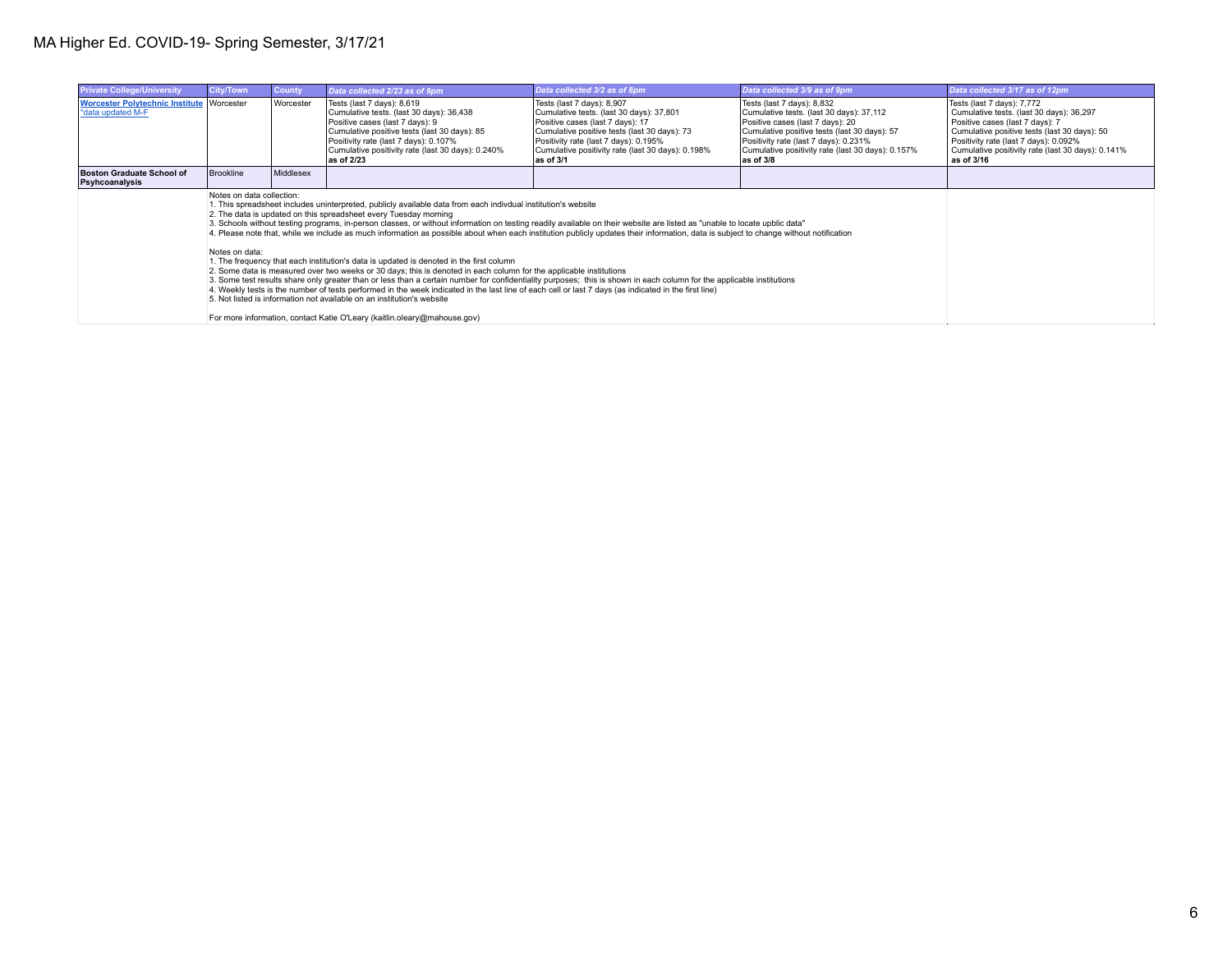# MA Higher Ed. COVID-19- Spring Semester, 3/17/21

| Private College/University | City/Town | County | Data collected 2/23 as of 9pm | Data collected 3/2 as of 8pm | Data collected 3/9 as of 9pm | Data collected 3/17 as of 12pm |
|---|---|---|---|---|---|---|
| Worcester Polytechnic Institute *data updated M-F | Worcester | Worcester | Tests (last 7 days): 8,619<br>Cumulative tests. (last 30 days): 36,438<br>Positive cases (last 7 days): 9<br>Cumulative positive tests (last 30 days): 85<br>Positivity rate (last 7 days): 0.107%<br>Cumulative positivity rate (last 30 days): 0.240%<br>**as of 2/23** | Tests (last 7 days): 8,907<br>Cumulative tests. (last 30 days): 37,801<br>Positive cases (last 7 days): 17<br>Cumulative positive tests (last 30 days): 73<br>Positivity rate (last 7 days): 0.195%<br>Cumulative positivity rate (last 30 days): 0.198%<br>**as of 3/1** | Tests (last 7 days): 8,832<br>Cumulative tests. (last 30 days): 37,112<br>Positive cases (last 7 days): 20<br>Cumulative positive tests (last 30 days): 57<br>Positivity rate (last 7 days): 0.231%<br>Cumulative positivity rate (last 30 days): 0.157%<br>**as of 3/8** | Tests (last 7 days): 7,772<br>Cumulative tests. (last 30 days): 36,297<br>Positive cases (last 7 days): 7<br>Cumulative positive tests (last 30 days): 50<br>Positivity rate (last 7 days): 0.092%<br>Cumulative positivity rate (last 30 days): 0.141%<br>**as of 3/16** |
| **Boston Graduate School of Psyhcoanalysis** | Brookline | Middlesex | | | | |

Notes on data collection:
1. This spreadsheet includes uninterpreted, publicly available data from each indivdual institution's website
2. The data is updated on this spreadsheet every Tuesday morning
3. Schools without testing programs, in-person classes, or without information on testing readily available on their website are listed as "unable to locate upblic data"
4. Please note that, while we include as much information as possible about when each institution publicly updates their information, data is subject to change without notification

Notes on data:
1. The frequency that each institution's data is updated is denoted in the first column
2. Some data is measured over two weeks or 30 days; this is denoted in each column for the applicable institutions
3. Some test results share only greater than or less than a certain number for confidentiality purposes; this is shown in each column for the applicable institutions
4. Weekly tests is the number of tests performed in the week indicated in the last line of each cell or last 7 days (as indicated in the first line)
5. Not listed is information not available on an institution's website

For more information, contact Katie O'Leary (kaitlin.oleary@mahouse.gov)